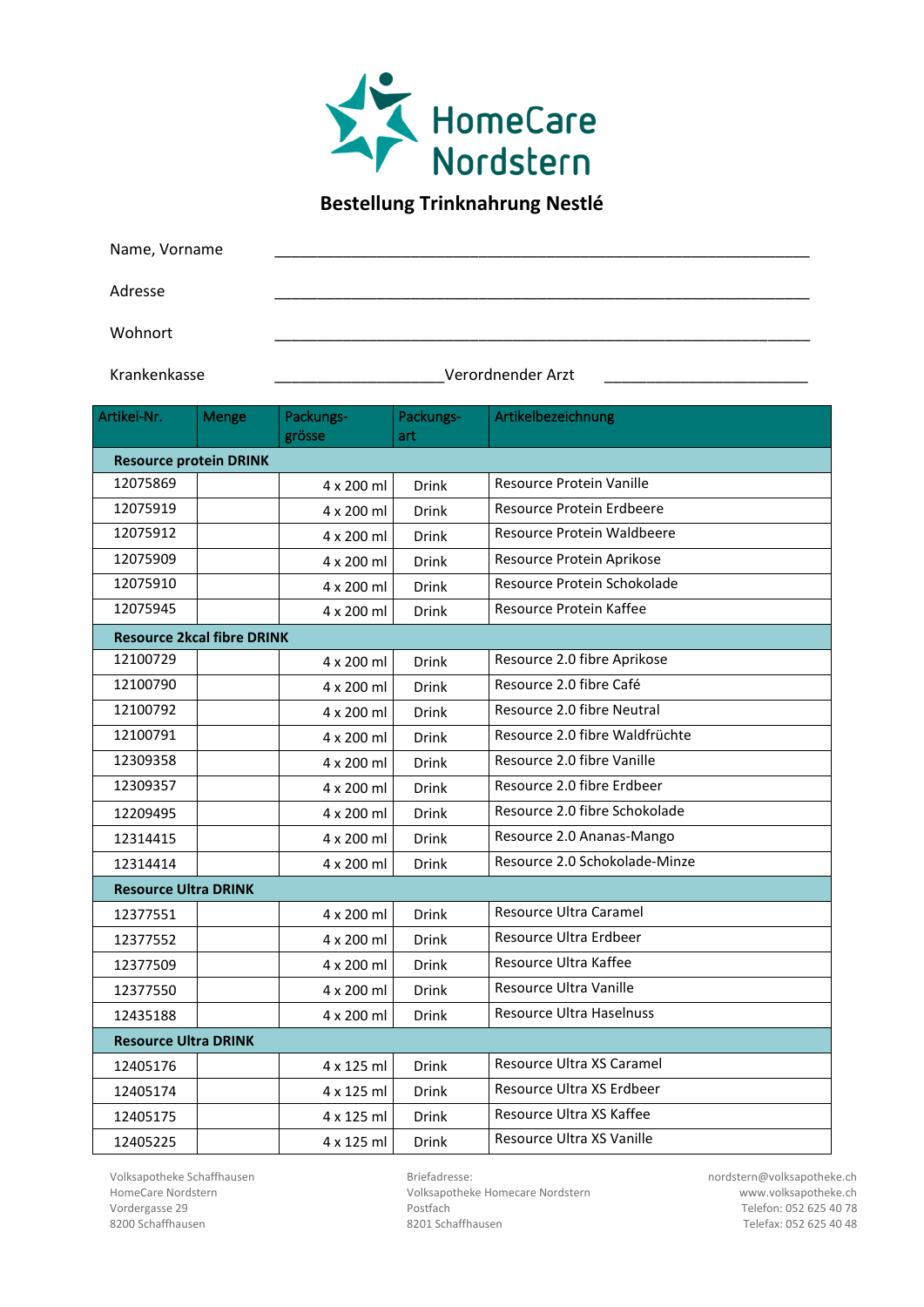HomeCare Nordstern

# Bestellung Trinknahrung Nestlé

Name, Vorname ______________________________________________

Adresse ______________________________________________

Wohnort ______________________________________________

Krankenkasse ____________________ Verordnender Arzt ________________________

| Artikel-Nr. | Menge | Packungs-grösse | Packungs-art | Artikelbezeichnung |
|---|---|---|---|---|
| **Resource protein DRINK** | | | | |
| 12075869 | | 4 x 200 ml | Drink | Resource Protein Vanille |
| 12075919 | | 4 x 200 ml | Drink | Resource Protein Erdbeere |
| 12075912 | | 4 x 200 ml | Drink | Resource Protein Waldbeere |
| 12075909 | | 4 x 200 ml | Drink | Resource Protein Aprikose |
| 12075910 | | 4 x 200 ml | Drink | Resource Protein Schokolade |
| 12075945 | | 4 x 200 ml | Drink | Resource Protein Kaffee |
| **Resource 2kcal fibre DRINK** | | | | |
| 12100729 | | 4 x 200 ml | Drink | Resource 2.0 fibre Aprikose |
| 12100790 | | 4 x 200 ml | Drink | Resource 2.0 fibre Café |
| 12100792 | | 4 x 200 ml | Drink | Resource 2.0 fibre Neutral |
| 12100791 | | 4 x 200 ml | Drink | Resource 2.0 fibre Waldfrüchte |
| 12309358 | | 4 x 200 ml | Drink | Resource 2.0 fibre Vanille |
| 12309357 | | 4 x 200 ml | Drink | Resource 2.0 fibre Erdbeer |
| 12209495 | | 4 x 200 ml | Drink | Resource 2.0 fibre Schokolade |
| 12314415 | | 4 x 200 ml | Drink | Resource 2.0 Ananas-Mango |
| 12314414 | | 4 x 200 ml | Drink | Resource 2.0 Schokolade-Minze |
| **Resource Ultra DRINK** | | | | |
| 12377551 | | 4 x 200 ml | Drink | Resource Ultra Caramel |
| 12377552 | | 4 x 200 ml | Drink | Resource Ultra Erdbeer |
| 12377509 | | 4 x 200 ml | Drink | Resource Ultra Kaffee |
| 12377550 | | 4 x 200 ml | Drink | Resource Ultra Vanille |
| 12435188 | | 4 x 200 ml | Drink | Resource Ultra Haselnuss |
| **Resource Ultra DRINK** | | | | |
| 12405176 | | 4 x 125 ml | Drink | Resource Ultra XS Caramel |
| 12405174 | | 4 x 125 ml | Drink | Resource Ultra XS Erdbeer |
| 12405175 | | 4 x 125 ml | Drink | Resource Ultra XS Kaffee |
| 12405225 | | 4 x 125 ml | Drink | Resource Ultra XS Vanille |

Volksapotheke Schaffhausen
HomeCare Nordstern
Vordergasse 29
8200 Schaffhausen

Briefadresse:
Volksapotheke Homecare Nordstern
Postfach
8201 Schaffhausen

nordstern@volksapotheke.ch
www.volksapotheke.ch
Telefon: 052 625 40 78
Telefax: 052 625 40 48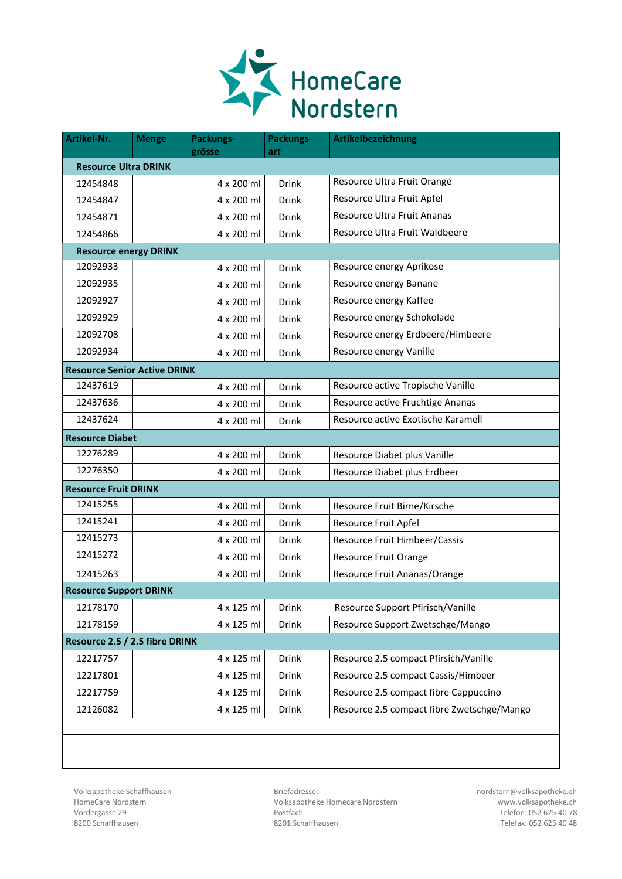# HomeCare Nordstern

| Artikel-Nr. | Menge | Packungs-grösse | Packungs-art | Artikelbezeichnung |
|---|---|---|---|---|
| **Resource Ultra DRINK** | | | | |
| 12454848 | | 4 x 200 ml | Drink | Resource Ultra Fruit Orange |
| 12454847 | | 4 x 200 ml | Drink | Resource Ultra Fruit Apfel |
| 12454871 | | 4 x 200 ml | Drink | Resource Ultra Fruit Ananas |
| 12454866 | | 4 x 200 ml | Drink | Resource Ultra Fruit Waldbeere |
| **Resource energy DRINK** | | | | |
| 12092933 | | 4 x 200 ml | Drink | Resource energy Aprikose |
| 12092935 | | 4 x 200 ml | Drink | Resource energy Banane |
| 12092927 | | 4 x 200 ml | Drink | Resource energy Kaffee |
| 12092929 | | 4 x 200 ml | Drink | Resource energy Schokolade |
| 12092708 | | 4 x 200 ml | Drink | Resource energy Erdbeere/Himbeere |
| 12092934 | | 4 x 200 ml | Drink | Resource energy Vanille |
| **Resource Senior Active DRINK** | | | | |
| 12437619 | | 4 x 200 ml | Drink | Resource active Tropische Vanille |
| 12437636 | | 4 x 200 ml | Drink | Resource active Fruchtige Ananas |
| 12437624 | | 4 x 200 ml | Drink | Resource active Exotische Karamell |
| **Resource Diabet** | | | | |
| 12276289 | | 4 x 200 ml | Drink | Resource Diabet plus Vanille |
| 12276350 | | 4 x 200 ml | Drink | Resource Diabet plus Erdbeer |
| **Resource Fruit DRINK** | | | | |
| 12415255 | | 4 x 200 ml | Drink | Resource Fruit Birne/Kirsche |
| 12415241 | | 4 x 200 ml | Drink | Resource Fruit Apfel |
| 12415273 | | 4 x 200 ml | Drink | Resource Fruit Himbeer/Cassis |
| 12415272 | | 4 x 200 ml | Drink | Resource Fruit Orange |
| 12415263 | | 4 x 200 ml | Drink | Resource Fruit Ananas/Orange |
| **Resource Support DRINK** | | | | |
| 12178170 | | 4 x 125 ml | Drink | Resource Support Pfirsich/Vanille |
| 12178159 | | 4 x 125 ml | Drink | Resource Support Zwetschge/Mango |
| **Resource 2.5 / 2.5 fibre DRINK** | | | | |
| 12217757 | | 4 x 125 ml | Drink | Resource 2.5 compact Pfirsich/Vanille |
| 12217801 | | 4 x 125 ml | Drink | Resource 2.5 compact Cassis/Himbeer |
| 12217759 | | 4 x 125 ml | Drink | Resource 2.5 compact fibre Cappuccino |
| 12126082 | | 4 x 125 ml | Drink | Resource 2.5 compact fibre Zwetschge/Mango |
| | | | | |
| | | | | |
| | | | | |

Volksapotheke Schaffhausen
HomeCare Nordstern
Vordergasse 29
8200 Schaffhausen

Briefadresse:
Volksapotheke Homecare Nordstern
Postfach
8201 Schaffhausen

nordstern@volksapotheke.ch
www.volksapotheke.ch
Telefon: 052 625 40 78
Telefax: 052 625 40 48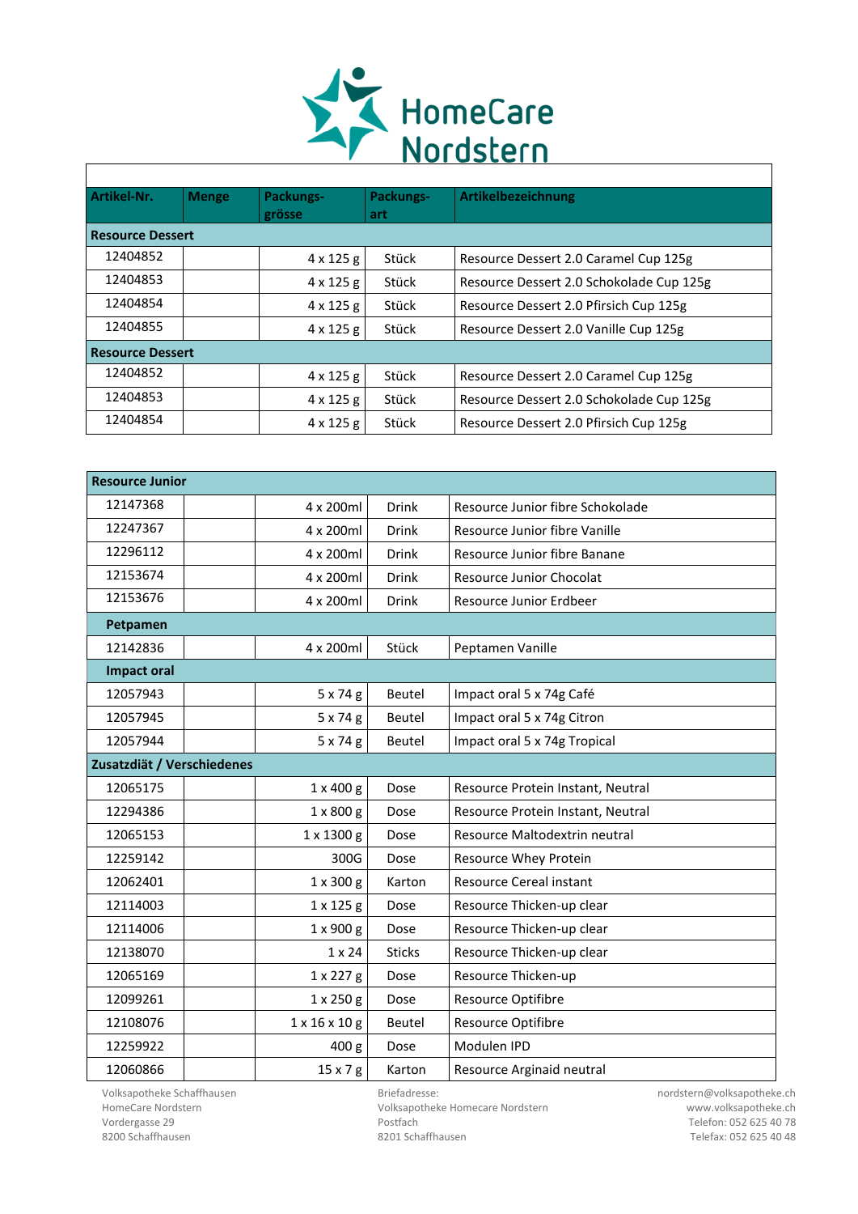# HomeCare Nordstern

| Artikel-Nr. | Menge | Packungs-grösse | Packungs-art | Artikelbezeichnung |
|---|---|---|---|---|
| **Resource Dessert** | | | | |
| 12404852 | | 4 x 125 g | Stück | Resource Dessert 2.0 Caramel Cup 125g |
| 12404853 | | 4 x 125 g | Stück | Resource Dessert 2.0 Schokolade Cup 125g |
| 12404854 | | 4 x 125 g | Stück | Resource Dessert 2.0 Pfirsich Cup 125g |
| 12404855 | | 4 x 125 g | Stück | Resource Dessert 2.0 Vanille Cup 125g |
| **Resource Dessert** | | | | |
| 12404852 | | 4 x 125 g | Stück | Resource Dessert 2.0 Caramel Cup 125g |
| 12404853 | | 4 x 125 g | Stück | Resource Dessert 2.0 Schokolade Cup 125g |
| 12404854 | | 4 x 125 g | Stück | Resource Dessert 2.0 Pfirsich Cup 125g |

| | | | | |
|---|---|---|---|---|
| **Resource Junior** | | | | |
| 12147368 | | 4 x 200ml | Drink | Resource Junior fibre Schokolade |
| 12247367 | | 4 x 200ml | Drink | Resource Junior fibre Vanille |
| 12296112 | | 4 x 200ml | Drink | Resource Junior fibre Banane |
| 12153674 | | 4 x 200ml | Drink | Resource Junior Chocolat |
| 12153676 | | 4 x 200ml | Drink | Resource Junior Erdbeer |
| **Petpamen** | | | | |
| 12142836 | | 4 x 200ml | Stück | Peptamen Vanille |
| **Impact oral** | | | | |
| 12057943 | | 5 x 74 g | Beutel | Impact oral 5 x 74g Café |
| 12057945 | | 5 x 74 g | Beutel | Impact oral 5 x 74g Citron |
| 12057944 | | 5 x 74 g | Beutel | Impact oral 5 x 74g Tropical |
| **Zusatzdiät / Verschiedenes** | | | | |
| 12065175 | | 1 x 400 g | Dose | Resource Protein Instant, Neutral |
| 12294386 | | 1 x 800 g | Dose | Resource Protein Instant, Neutral |
| 12065153 | | 1 x 1300 g | Dose | Resource Maltodextrin neutral |
| 12259142 | | 300G | Dose | Resource Whey Protein |
| 12062401 | | 1 x 300 g | Karton | Resource Cereal instant |
| 12114003 | | 1 x 125 g | Dose | Resource Thicken-up clear |
| 12114006 | | 1 x 900 g | Dose | Resource Thicken-up clear |
| 12138070 | | 1 x 24 | Sticks | Resource Thicken-up clear |
| 12065169 | | 1 x 227 g | Dose | Resource Thicken-up |
| 12099261 | | 1 x 250 g | Dose | Resource Optifibre |
| 12108076 | | 1 x 16 x 10 g | Beutel | Resource Optifibre |
| 12259922 | | 400 g | Dose | Modulen IPD |
| 12060866 | | 15 x 7 g | Karton | Resource Arginaid neutral |

Volksapotheke Schaffhausen
HomeCare Nordstern
Vordergasse 29
8200 Schaffhausen

Briefadresse:
Volksapotheke Homecare Nordstern
Postfach
8201 Schaffhausen

nordstern@volksapotheke.ch
www.volksapotheke.ch
Telefon: 052 625 40 78
Telefax: 052 625 40 48